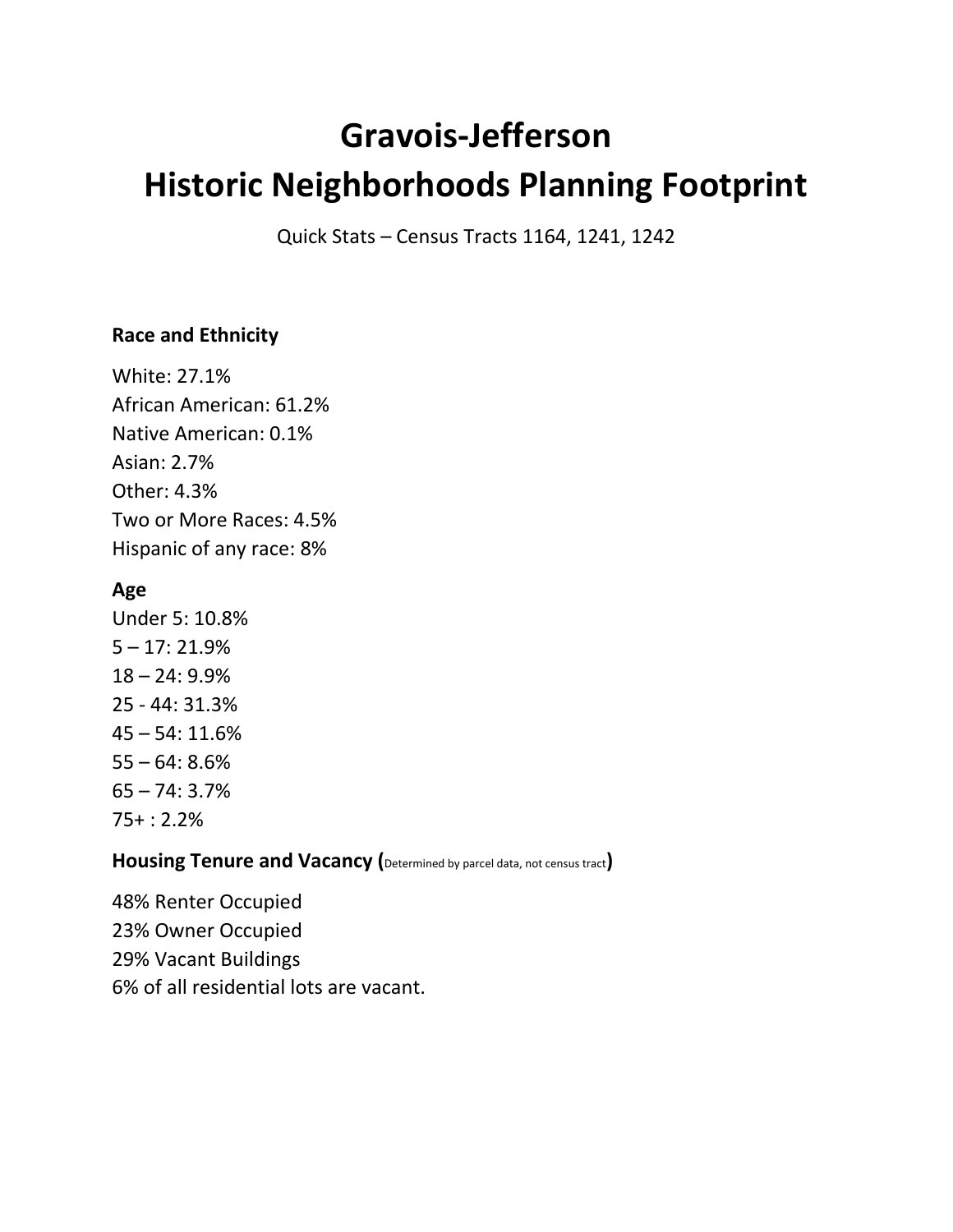# Gravois-Jefferson
# Historic Neighborhoods Planning Footprint

Quick Stats – Census Tracts 1164, 1241, 1242

**Race and Ethnicity**

White: 27.1%
African American: 61.2%
Native American: 0.1%
Asian: 2.7%
Other: 4.3%
Two or More Races: 4.5%
Hispanic of any race: 8%

**Age**

Under 5: 10.8%
5 – 17: 21.9%
18 – 24: 9.9%
25 - 44: 31.3%
45 – 54: 11.6%
55 – 64: 8.6%
65 – 74: 3.7%
75+ : 2.2%

**Housing Tenure and Vacancy (**Determined by parcel data, not census tract**)**

48% Renter Occupied
23% Owner Occupied
29% Vacant Buildings
6% of all residential lots are vacant.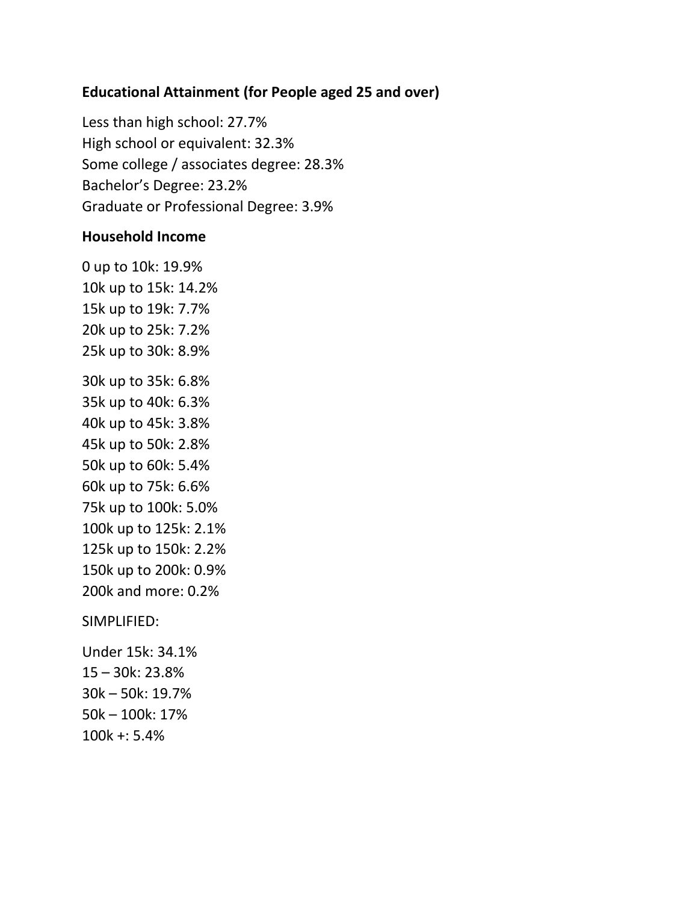**Educational Attainment (for People aged 25 and over)**

Less than high school: 27.7%
High school or equivalent: 32.3%
Some college / associates degree: 28.3%
Bachelor's Degree: 23.2%
Graduate or Professional Degree: 3.9%

**Household Income**

0 up to 10k: 19.9%
10k up to 15k: 14.2%
15k up to 19k: 7.7%
20k up to 25k: 7.2%
25k up to 30k: 8.9%

30k up to 35k: 6.8%
35k up to 40k: 6.3%
40k up to 45k: 3.8%
45k up to 50k: 2.8%
50k up to 60k: 5.4%
60k up to 75k: 6.6%
75k up to 100k: 5.0%
100k up to 125k: 2.1%
125k up to 150k: 2.2%
150k up to 200k: 0.9%
200k and more: 0.2%

SIMPLIFIED:

Under 15k: 34.1%
15 – 30k: 23.8%
30k – 50k: 19.7%
50k – 100k: 17%
100k +: 5.4%